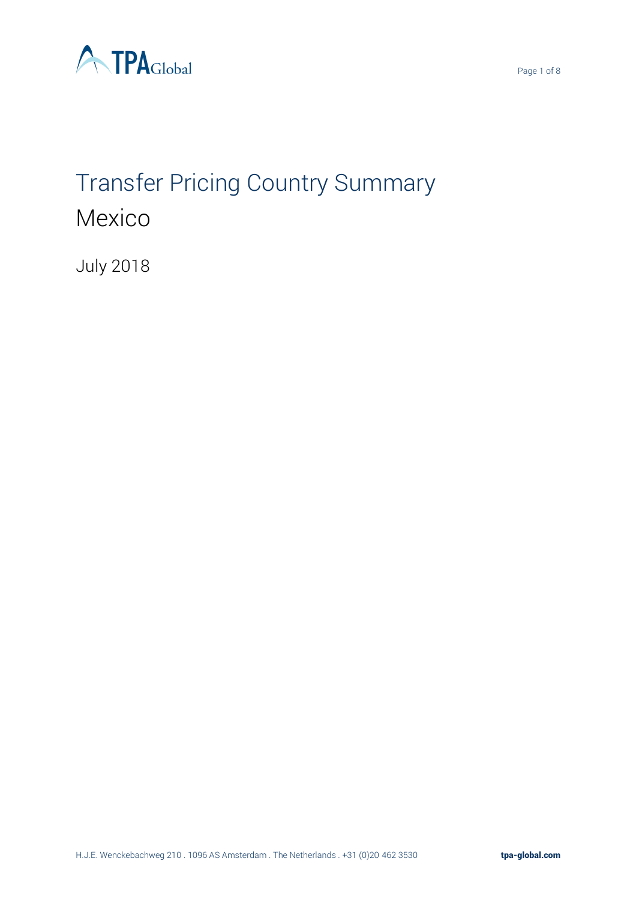# Transfer Pricing Country Summary

## Mexico

July 2018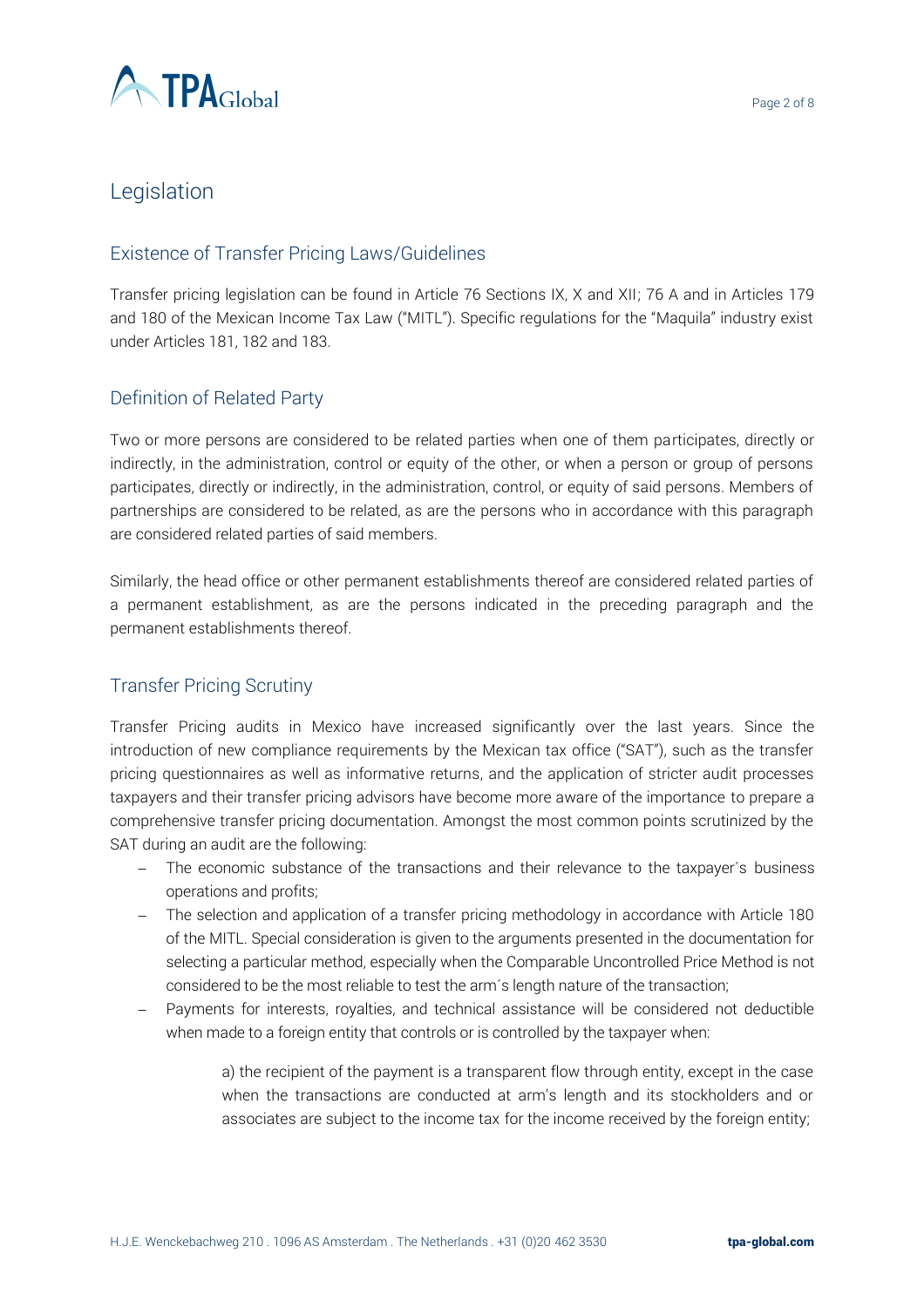# Legislation

## Existence of Transfer Pricing Laws/Guidelines

Transfer pricing legislation can be found in Article 76 Sections IX, X and XII; 76 A and in Articles 179 and 180 of the Mexican Income Tax Law ("MITL"). Specific regulations for the "Maquila" industry exist under Articles 181, 182 and 183.

## Definition of Related Party

Two or more persons are considered to be related parties when one of them participates, directly or indirectly, in the administration, control or equity of the other, or when a person or group of persons participates, directly or indirectly, in the administration, control, or equity of said persons. Members of partnerships are considered to be related, as are the persons who in accordance with this paragraph are considered related parties of said members.

Similarly, the head office or other permanent establishments thereof are considered related parties of a permanent establishment, as are the persons indicated in the preceding paragraph and the permanent establishments thereof.

## Transfer Pricing Scrutiny

Transfer Pricing audits in Mexico have increased significantly over the last years. Since the introduction of new compliance requirements by the Mexican tax office ("SAT"), such as the transfer pricing questionnaires as well as informative returns, and the application of stricter audit processes taxpayers and their transfer pricing advisors have become more aware of the importance to prepare a comprehensive transfer pricing documentation. Amongst the most common points scrutinized by the SAT during an audit are the following:

- The economic substance of the transactions and their relevance to the taxpayer´s business operations and profits;
- The selection and application of a transfer pricing methodology in accordance with Article 180 of the MITL. Special consideration is given to the arguments presented in the documentation for selecting a particular method, especially when the Comparable Uncontrolled Price Method is not considered to be the most reliable to test the arm´s length nature of the transaction;
- Payments for interests, royalties, and technical assistance will be considered not deductible when made to a foreign entity that controls or is controlled by the taxpayer when:

  a) the recipient of the payment is a transparent flow through entity, except in the case when the transactions are conducted at arm's length and its stockholders and or associates are subject to the income tax for the income received by the foreign entity;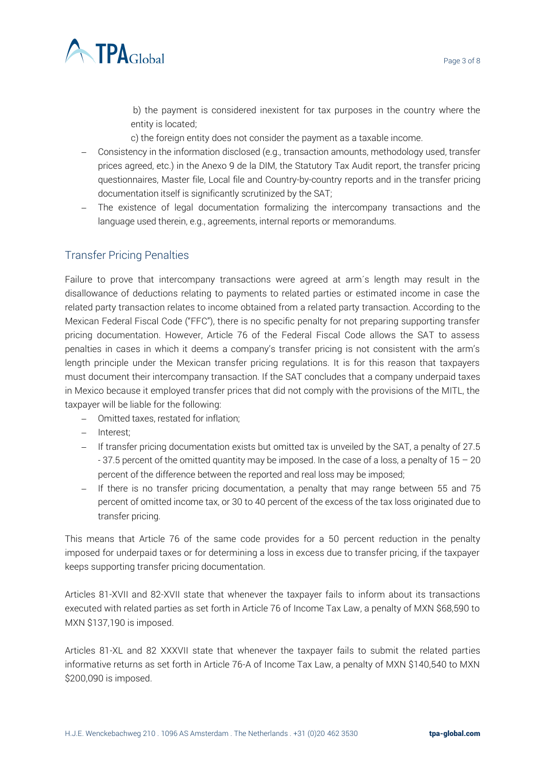b) the payment is considered inexistent for tax purposes in the country where the entity is located;

c) the foreign entity does not consider the payment as a taxable income.

- Consistency in the information disclosed (e.g., transaction amounts, methodology used, transfer prices agreed, etc.) in the Anexo 9 de la DIM, the Statutory Tax Audit report, the transfer pricing questionnaires, Master file, Local file and Country-by-country reports and in the transfer pricing documentation itself is significantly scrutinized by the SAT;
- The existence of legal documentation formalizing the intercompany transactions and the language used therein, e.g., agreements, internal reports or memorandums.

## Transfer Pricing Penalties

Failure to prove that intercompany transactions were agreed at arm´s length may result in the disallowance of deductions relating to payments to related parties or estimated income in case the related party transaction relates to income obtained from a related party transaction. According to the Mexican Federal Fiscal Code ("FFC"), there is no specific penalty for not preparing supporting transfer pricing documentation. However, Article 76 of the Federal Fiscal Code allows the SAT to assess penalties in cases in which it deems a company's transfer pricing is not consistent with the arm's length principle under the Mexican transfer pricing regulations. It is for this reason that taxpayers must document their intercompany transaction. If the SAT concludes that a company underpaid taxes in Mexico because it employed transfer prices that did not comply with the provisions of the MITL, the taxpayer will be liable for the following:

- Omitted taxes, restated for inflation;
- Interest;
- If transfer pricing documentation exists but omitted tax is unveiled by the SAT, a penalty of 27.5 - 37.5 percent of the omitted quantity may be imposed. In the case of a loss, a penalty of 15 – 20 percent of the difference between the reported and real loss may be imposed;
- If there is no transfer pricing documentation, a penalty that may range between 55 and 75 percent of omitted income tax, or 30 to 40 percent of the excess of the tax loss originated due to transfer pricing.

This means that Article 76 of the same code provides for a 50 percent reduction in the penalty imposed for underpaid taxes or for determining a loss in excess due to transfer pricing, if the taxpayer keeps supporting transfer pricing documentation.

Articles 81-XVII and 82-XVII state that whenever the taxpayer fails to inform about its transactions executed with related parties as set forth in Article 76 of Income Tax Law, a penalty of MXN $68,590 to MXN $137,190 is imposed.

Articles 81-XL and 82 XXXVII state that whenever the taxpayer fails to submit the related parties informative returns as set forth in Article 76-A of Income Tax Law, a penalty of MXN $140,540 to MXN $200,090 is imposed.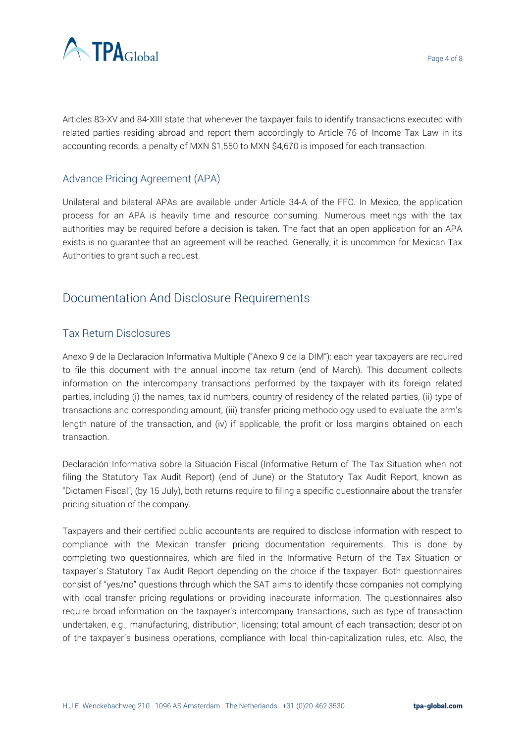Articles 83-XV and 84-XIII state that whenever the taxpayer fails to identify transactions executed with related parties residing abroad and report them accordingly to Article 76 of Income Tax Law in its accounting records, a penalty of MXN $1,550 to MXN $4,670 is imposed for each transaction.

### Advance Pricing Agreement (APA)

Unilateral and bilateral APAs are available under Article 34-A of the FFC. In Mexico, the application process for an APA is heavily time and resource consuming. Numerous meetings with the tax authorities may be required before a decision is taken. The fact that an open application for an APA exists is no guarantee that an agreement will be reached. Generally, it is uncommon for Mexican Tax Authorities to grant such a request.

## Documentation And Disclosure Requirements

### Tax Return Disclosures

Anexo 9 de la Declaracion Informativa Multiple ("Anexo 9 de la DIM"): each year taxpayers are required to file this document with the annual income tax return (end of March). This document collects information on the intercompany transactions performed by the taxpayer with its foreign related parties, including (i) the names, tax id numbers, country of residency of the related parties, (ii) type of transactions and corresponding amount, (iii) transfer pricing methodology used to evaluate the arm's length nature of the transaction, and (iv) if applicable, the profit or loss margins obtained on each transaction.

Declaración Informativa sobre la Situación Fiscal (Informative Return of The Tax Situation when not filing the Statutory Tax Audit Report) (end of June) or the Statutory Tax Audit Report, known as "Dictamen Fiscal", (by 15 July), both returns require to filing a specific questionnaire about the transfer pricing situation of the company.

Taxpayers and their certified public accountants are required to disclose information with respect to compliance with the Mexican transfer pricing documentation requirements. This is done by completing two questionnaires, which are filed in the Informative Return of the Tax Situation or taxpayer´s Statutory Tax Audit Report depending on the choice if the taxpayer. Both questionnaires consist of "yes/no" questions through which the SAT aims to identify those companies not complying with local transfer pricing regulations or providing inaccurate information. The questionnaires also require broad information on the taxpayer's intercompany transactions, such as type of transaction undertaken, e.g., manufacturing, distribution, licensing; total amount of each transaction; description of the taxpayer´s business operations, compliance with local thin-capitalization rules, etc. Also, the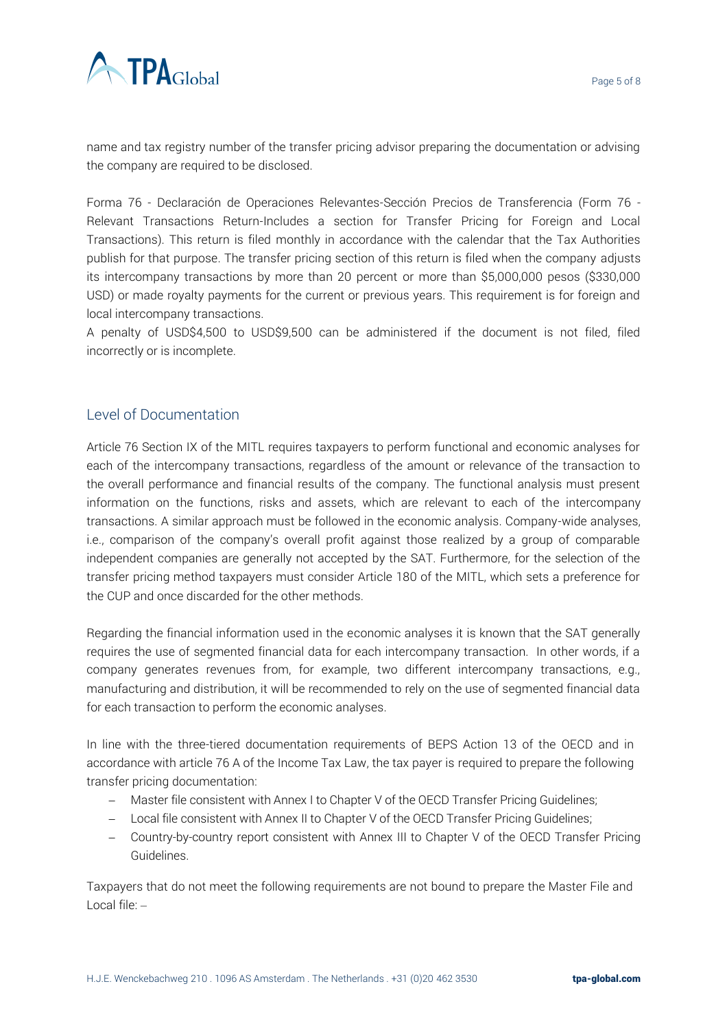name and tax registry number of the transfer pricing advisor preparing the documentation or advising the company are required to be disclosed.

Forma 76 - Declaración de Operaciones Relevantes-Sección Precios de Transferencia (Form 76 - Relevant Transactions Return-Includes a section for Transfer Pricing for Foreign and Local Transactions). This return is filed monthly in accordance with the calendar that the Tax Authorities publish for that purpose. The transfer pricing section of this return is filed when the company adjusts its intercompany transactions by more than 20 percent or more than $5,000,000 pesos ($330,000 USD) or made royalty payments for the current or previous years. This requirement is for foreign and local intercompany transactions.

A penalty of USD$4,500 to USD$9,500 can be administered if the document is not filed, filed incorrectly or is incomplete.

## Level of Documentation

Article 76 Section IX of the MITL requires taxpayers to perform functional and economic analyses for each of the intercompany transactions, regardless of the amount or relevance of the transaction to the overall performance and financial results of the company. The functional analysis must present information on the functions, risks and assets, which are relevant to each of the intercompany transactions. A similar approach must be followed in the economic analysis. Company-wide analyses, i.e., comparison of the company's overall profit against those realized by a group of comparable independent companies are generally not accepted by the SAT. Furthermore, for the selection of the transfer pricing method taxpayers must consider Article 180 of the MITL, which sets a preference for the CUP and once discarded for the other methods.

Regarding the financial information used in the economic analyses it is known that the SAT generally requires the use of segmented financial data for each intercompany transaction. In other words, if a company generates revenues from, for example, two different intercompany transactions, e.g., manufacturing and distribution, it will be recommended to rely on the use of segmented financial data for each transaction to perform the economic analyses.

In line with the three-tiered documentation requirements of BEPS Action 13 of the OECD and in accordance with article 76 A of the Income Tax Law, the tax payer is required to prepare the following transfer pricing documentation:

- Master file consistent with Annex I to Chapter V of the OECD Transfer Pricing Guidelines;
- Local file consistent with Annex II to Chapter V of the OECD Transfer Pricing Guidelines;
- Country-by-country report consistent with Annex III to Chapter V of the OECD Transfer Pricing Guidelines.

Taxpayers that do not meet the following requirements are not bound to prepare the Master File and Local file: –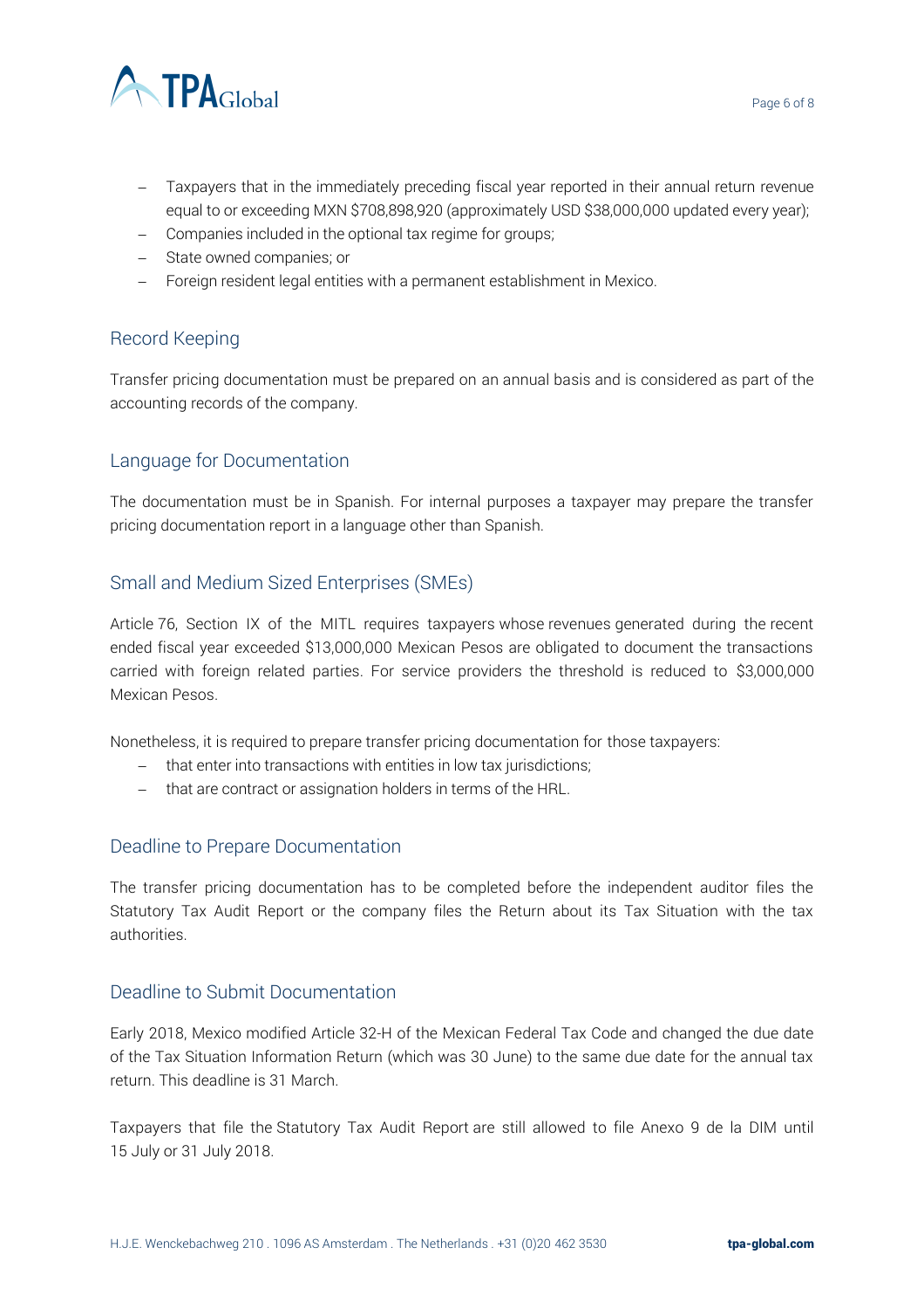- Taxpayers that in the immediately preceding fiscal year reported in their annual return revenue equal to or exceeding MXN $708,898,920 (approximately USD $38,000,000 updated every year);
- Companies included in the optional tax regime for groups;
- State owned companies; or
- Foreign resident legal entities with a permanent establishment in Mexico.

## Record Keeping

Transfer pricing documentation must be prepared on an annual basis and is considered as part of the accounting records of the company.

## Language for Documentation

The documentation must be in Spanish. For internal purposes a taxpayer may prepare the transfer pricing documentation report in a language other than Spanish.

## Small and Medium Sized Enterprises (SMEs)

Article 76, Section IX of the MITL requires taxpayers whose revenues generated during the recent ended fiscal year exceeded $13,000,000 Mexican Pesos are obligated to document the transactions carried with foreign related parties. For service providers the threshold is reduced to $3,000,000 Mexican Pesos.

Nonetheless, it is required to prepare transfer pricing documentation for those taxpayers:

- that enter into transactions with entities in low tax jurisdictions;
- that are contract or assignation holders in terms of the HRL.

## Deadline to Prepare Documentation

The transfer pricing documentation has to be completed before the independent auditor files the Statutory Tax Audit Report or the company files the Return about its Tax Situation with the tax authorities.

## Deadline to Submit Documentation

Early 2018, Mexico modified Article 32-H of the Mexican Federal Tax Code and changed the due date of the Tax Situation Information Return (which was 30 June) to the same due date for the annual tax return. This deadline is 31 March.

Taxpayers that file the Statutory Tax Audit Report are still allowed to file Anexo 9 de la DIM until 15 July or 31 July 2018.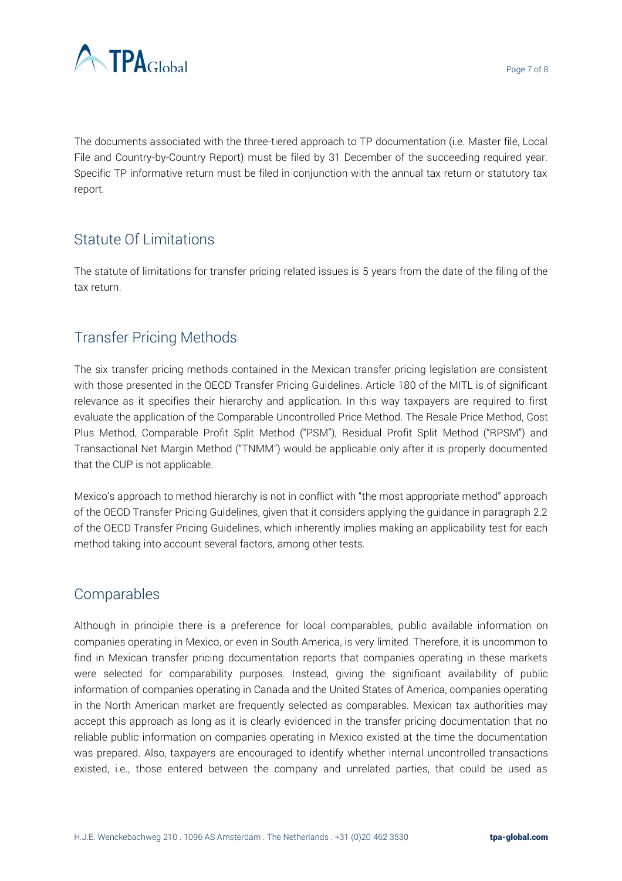The documents associated with the three-tiered approach to TP documentation (i.e. Master file, Local File and Country-by-Country Report) must be filed by 31 December of the succeeding required year. Specific TP informative return must be filed in conjunction with the annual tax return or statutory tax report.

## Statute Of Limitations

The statute of limitations for transfer pricing related issues is 5 years from the date of the filing of the tax return.

## Transfer Pricing Methods

The six transfer pricing methods contained in the Mexican transfer pricing legislation are consistent with those presented in the OECD Transfer Pricing Guidelines. Article 180 of the MITL is of significant relevance as it specifies their hierarchy and application. In this way taxpayers are required to first evaluate the application of the Comparable Uncontrolled Price Method. The Resale Price Method, Cost Plus Method, Comparable Profit Split Method ("PSM"), Residual Profit Split Method ("RPSM") and Transactional Net Margin Method ("TNMM") would be applicable only after it is properly documented that the CUP is not applicable.

Mexico's approach to method hierarchy is not in conflict with "the most appropriate method" approach of the OECD Transfer Pricing Guidelines, given that it considers applying the guidance in paragraph 2.2 of the OECD Transfer Pricing Guidelines, which inherently implies making an applicability test for each method taking into account several factors, among other tests.

## Comparables

Although in principle there is a preference for local comparables, public available information on companies operating in Mexico, or even in South America, is very limited. Therefore, it is uncommon to find in Mexican transfer pricing documentation reports that companies operating in these markets were selected for comparability purposes. Instead, giving the significant availability of public information of companies operating in Canada and the United States of America, companies operating in the North American market are frequently selected as comparables. Mexican tax authorities may accept this approach as long as it is clearly evidenced in the transfer pricing documentation that no reliable public information on companies operating in Mexico existed at the time the documentation was prepared. Also, taxpayers are encouraged to identify whether internal uncontrolled transactions existed, i.e., those entered between the company and unrelated parties, that could be used as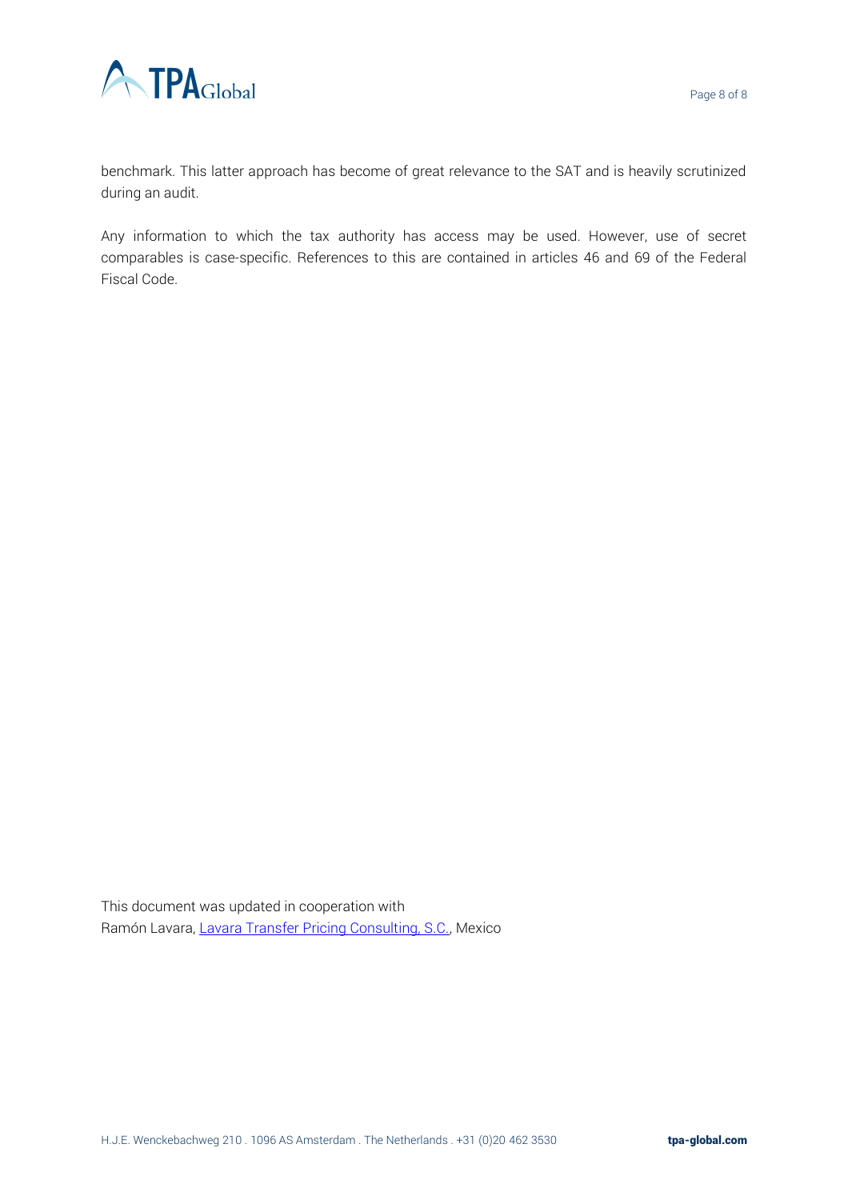benchmark. This latter approach has become of great relevance to the SAT and is heavily scrutinized during an audit.

Any information to which the tax authority has access may be used. However, use of secret comparables is case-specific. References to this are contained in articles 46 and 69 of the Federal Fiscal Code.

This document was updated in cooperation with
Ramón Lavara, [Lavara Transfer Pricing Consulting, S.C.](), Mexico